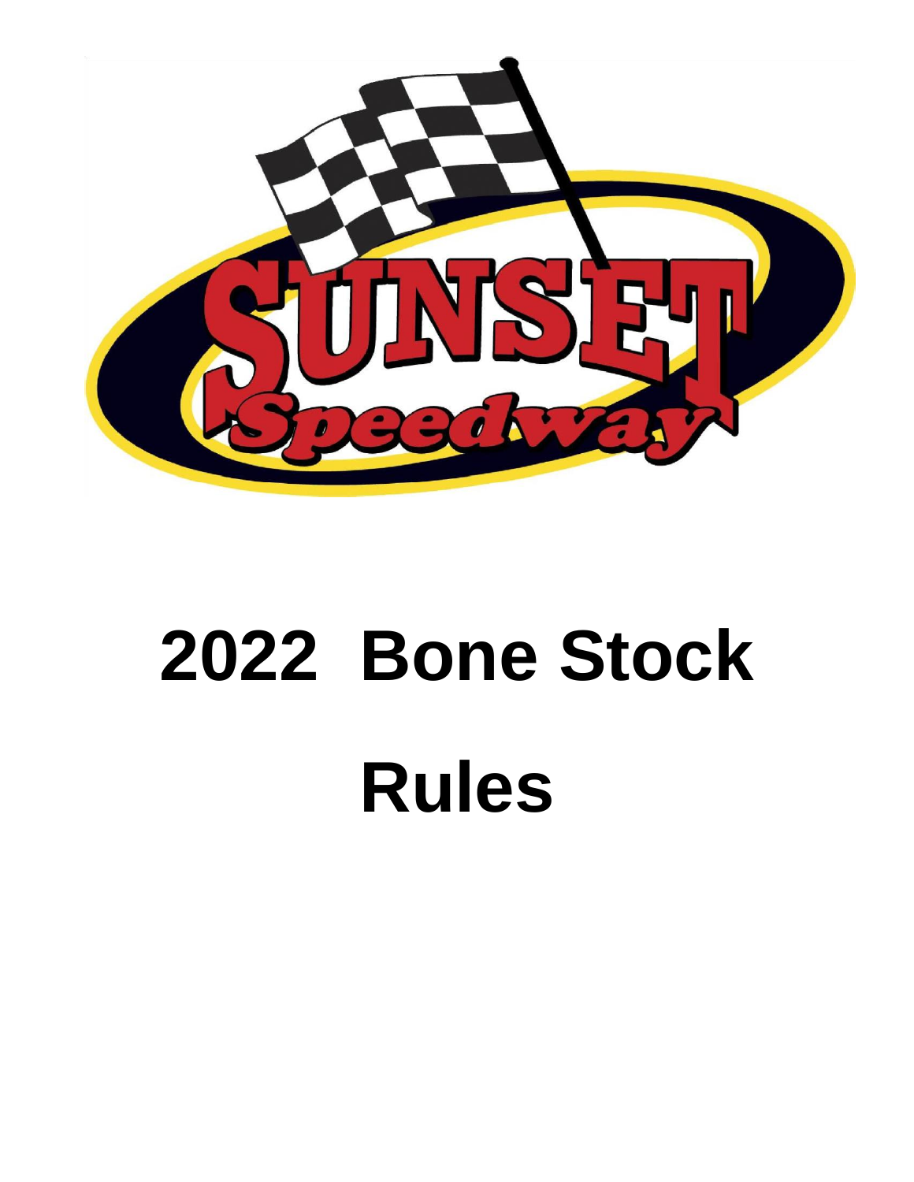# 2022 Bone Stock Rules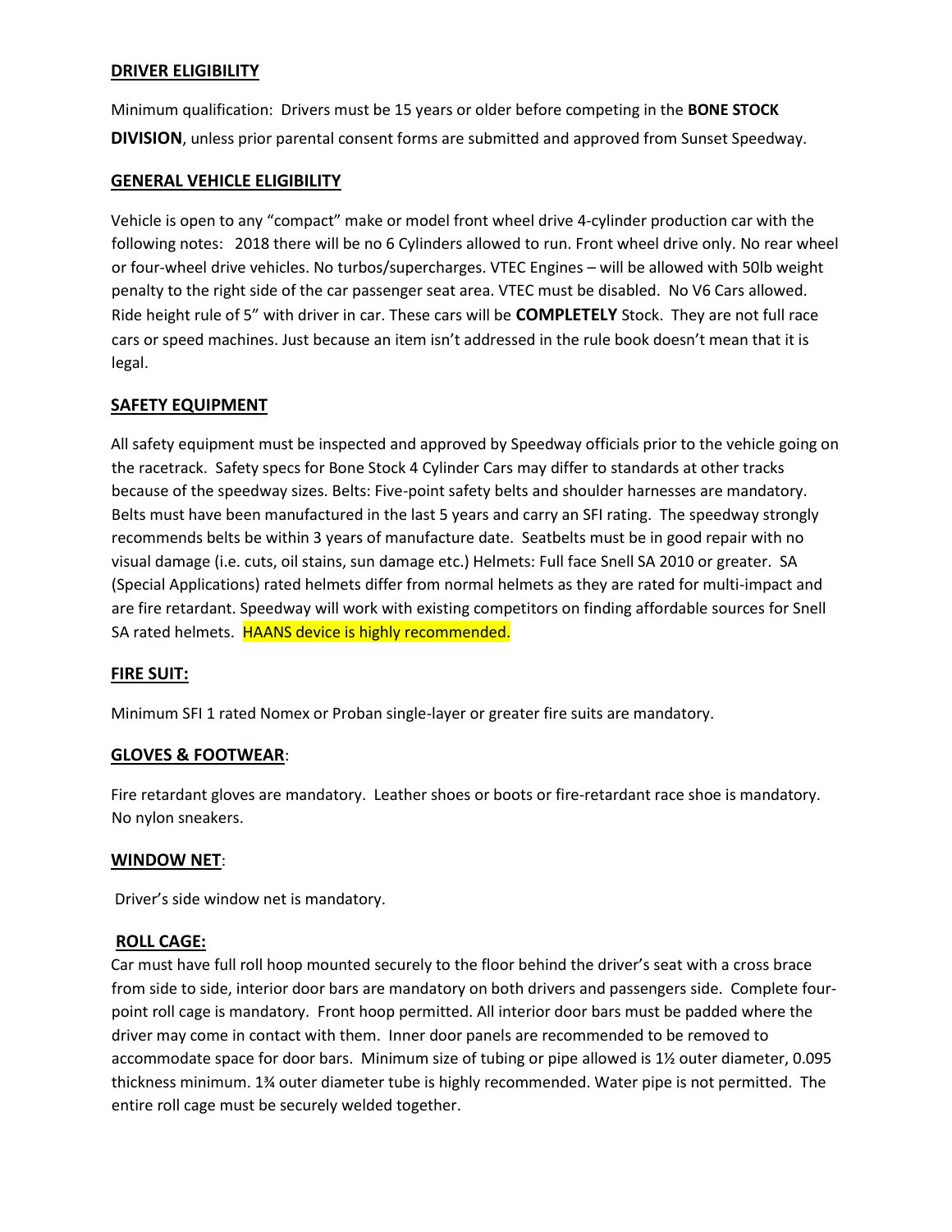## DRIVER ELIGIBILITY

Minimum qualification: Drivers must be 15 years or older before competing in the **BONE STOCK DIVISION**, unless prior parental consent forms are submitted and approved from Sunset Speedway.

## GENERAL VEHICLE ELIGIBILITY

Vehicle is open to any "compact" make or model front wheel drive 4-cylinder production car with the following notes: 2018 there will be no 6 Cylinders allowed to run. Front wheel drive only. No rear wheel or four-wheel drive vehicles. No turbos/supercharges. VTEC Engines – will be allowed with 50lb weight penalty to the right side of the car passenger seat area. VTEC must be disabled. No V6 Cars allowed. Ride height rule of 5" with driver in car. These cars will be **COMPLETELY** Stock. They are not full race cars or speed machines. Just because an item isn't addressed in the rule book doesn't mean that it is legal.

## SAFETY EQUIPMENT

All safety equipment must be inspected and approved by Speedway officials prior to the vehicle going on the racetrack. Safety specs for Bone Stock 4 Cylinder Cars may differ to standards at other tracks because of the speedway sizes. Belts: Five-point safety belts and shoulder harnesses are mandatory. Belts must have been manufactured in the last 5 years and carry an SFI rating. The speedway strongly recommends belts be within 3 years of manufacture date. Seatbelts must be in good repair with no visual damage (i.e. cuts, oil stains, sun damage etc.) Helmets: Full face Snell SA 2010 or greater. SA (Special Applications) rated helmets differ from normal helmets as they are rated for multi-impact and are fire retardant. Speedway will work with existing competitors on finding affordable sources for Snell SA rated helmets. HAANS device is highly recommended.

## FIRE SUIT:

Minimum SFI 1 rated Nomex or Proban single-layer or greater fire suits are mandatory.

## GLOVES & FOOTWEAR:

Fire retardant gloves are mandatory. Leather shoes or boots or fire-retardant race shoe is mandatory. No nylon sneakers.

## WINDOW NET:

Driver's side window net is mandatory.

## ROLL CAGE:

Car must have full roll hoop mounted securely to the floor behind the driver's seat with a cross brace from side to side, interior door bars are mandatory on both drivers and passengers side. Complete four-point roll cage is mandatory. Front hoop permitted. All interior door bars must be padded where the driver may come in contact with them. Inner door panels are recommended to be removed to accommodate space for door bars. Minimum size of tubing or pipe allowed is 1½ outer diameter, 0.095 thickness minimum. 1¾ outer diameter tube is highly recommended. Water pipe is not permitted. The entire roll cage must be securely welded together.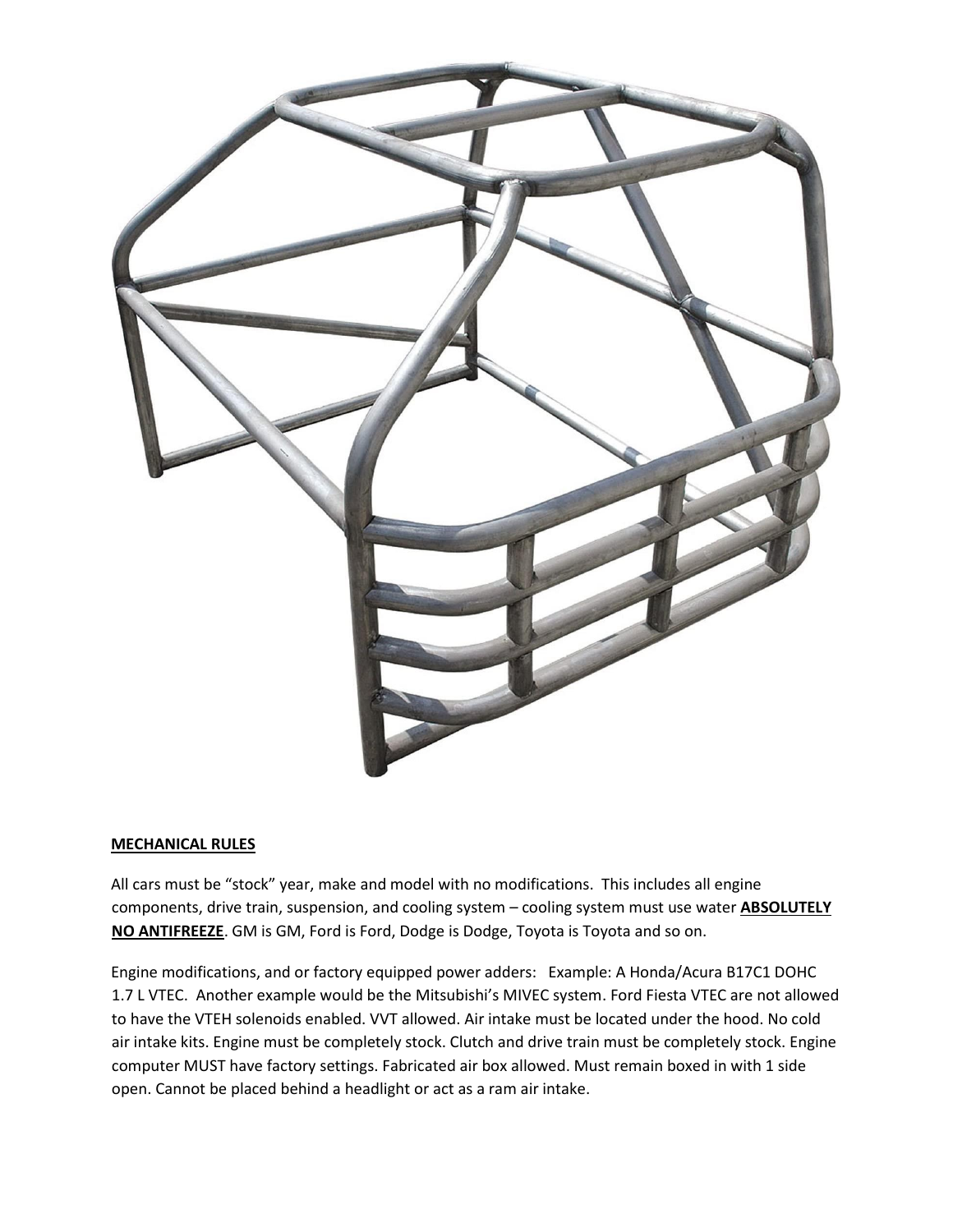**MECHANICAL RULES**

All cars must be "stock" year, make and model with no modifications. This includes all engine components, drive train, suspension, and cooling system – cooling system must use water **ABSOLUTELY NO ANTIFREEZE**. GM is GM, Ford is Ford, Dodge is Dodge, Toyota is Toyota and so on.

Engine modifications, and or factory equipped power adders: Example: A Honda/Acura B17C1 DOHC 1.7 L VTEC. Another example would be the Mitsubishi's MIVEC system. Ford Fiesta VTEC are not allowed to have the VTEH solenoids enabled. VVT allowed. Air intake must be located under the hood. No cold air intake kits. Engine must be completely stock. Clutch and drive train must be completely stock. Engine computer MUST have factory settings. Fabricated air box allowed. Must remain boxed in with 1 side open. Cannot be placed behind a headlight or act as a ram air intake.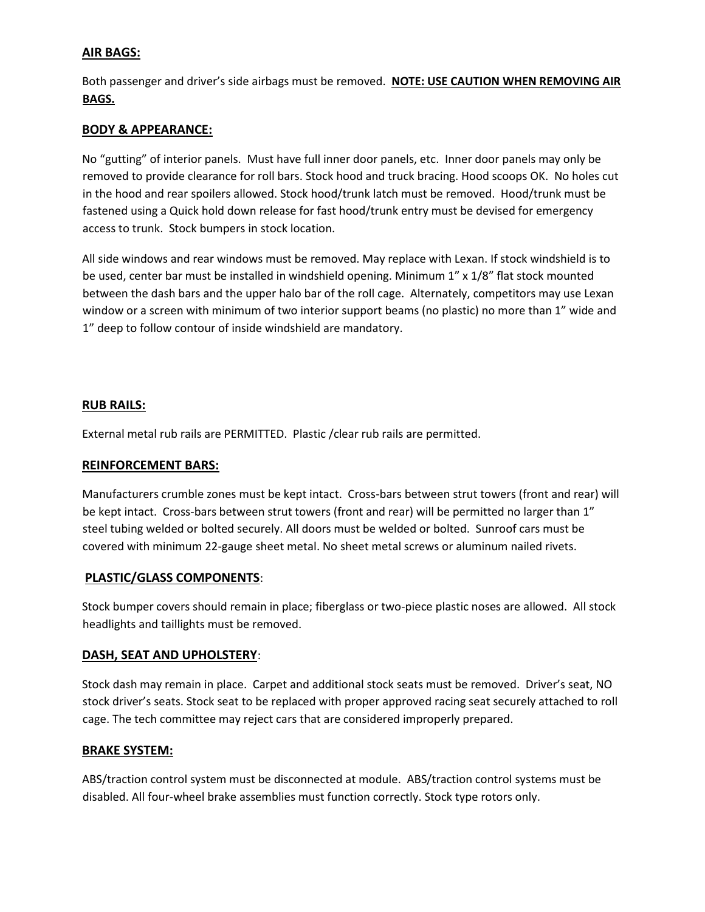## AIR BAGS:

Both passenger and driver's side airbags must be removed. **NOTE: USE CAUTION WHEN REMOVING AIR BAGS.**

## BODY & APPEARANCE:

No "gutting" of interior panels. Must have full inner door panels, etc. Inner door panels may only be removed to provide clearance for roll bars. Stock hood and truck bracing. Hood scoops OK. No holes cut in the hood and rear spoilers allowed. Stock hood/trunk latch must be removed. Hood/trunk must be fastened using a Quick hold down release for fast hood/trunk entry must be devised for emergency access to trunk. Stock bumpers in stock location.

All side windows and rear windows must be removed. May replace with Lexan. If stock windshield is to be used, center bar must be installed in windshield opening. Minimum 1" x 1/8" flat stock mounted between the dash bars and the upper halo bar of the roll cage. Alternately, competitors may use Lexan window or a screen with minimum of two interior support beams (no plastic) no more than 1" wide and 1" deep to follow contour of inside windshield are mandatory.

## RUB RAILS:

External metal rub rails are PERMITTED. Plastic /clear rub rails are permitted.

## REINFORCEMENT BARS:

Manufacturers crumble zones must be kept intact. Cross-bars between strut towers (front and rear) will be kept intact. Cross-bars between strut towers (front and rear) will be permitted no larger than 1" steel tubing welded or bolted securely. All doors must be welded or bolted. Sunroof cars must be covered with minimum 22-gauge sheet metal. No sheet metal screws or aluminum nailed rivets.

## PLASTIC/GLASS COMPONENTS:

Stock bumper covers should remain in place; fiberglass or two-piece plastic noses are allowed. All stock headlights and taillights must be removed.

## DASH, SEAT AND UPHOLSTERY:

Stock dash may remain in place. Carpet and additional stock seats must be removed. Driver's seat, NO stock driver's seats. Stock seat to be replaced with proper approved racing seat securely attached to roll cage. The tech committee may reject cars that are considered improperly prepared.

## BRAKE SYSTEM:

ABS/traction control system must be disconnected at module. ABS/traction control systems must be disabled. All four-wheel brake assemblies must function correctly. Stock type rotors only.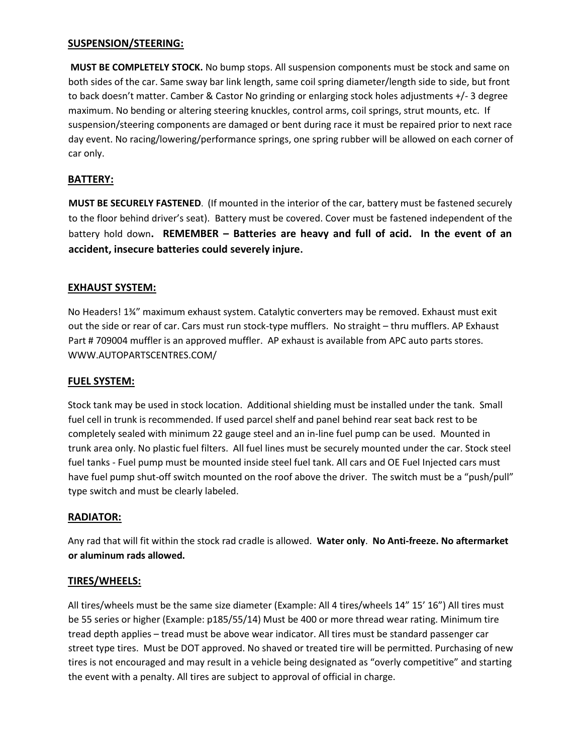## SUSPENSION/STEERING:

**MUST BE COMPLETELY STOCK.** No bump stops. All suspension components must be stock and same on both sides of the car. Same sway bar link length, same coil spring diameter/length side to side, but front to back doesn't matter. Camber & Castor No grinding or enlarging stock holes adjustments +/- 3 degree maximum. No bending or altering steering knuckles, control arms, coil springs, strut mounts, etc. If suspension/steering components are damaged or bent during race it must be repaired prior to next race day event. No racing/lowering/performance springs, one spring rubber will be allowed on each corner of car only.

## BATTERY:

**MUST BE SECURELY FASTENED**. (If mounted in the interior of the car, battery must be fastened securely to the floor behind driver's seat). Battery must be covered. Cover must be fastened independent of the battery hold down**. REMEMBER – Batteries are heavy and full of acid. In the event of an accident, insecure batteries could severely injure.**

## EXHAUST SYSTEM:

No Headers! 1¾" maximum exhaust system. Catalytic converters may be removed. Exhaust must exit out the side or rear of car. Cars must run stock-type mufflers. No straight – thru mufflers. AP Exhaust Part # 709004 muffler is an approved muffler. AP exhaust is available from APC auto parts stores. WWW.AUTOPARTSCENTRES.COM/

## FUEL SYSTEM:

Stock tank may be used in stock location. Additional shielding must be installed under the tank. Small fuel cell in trunk is recommended. If used parcel shelf and panel behind rear seat back rest to be completely sealed with minimum 22 gauge steel and an in-line fuel pump can be used. Mounted in trunk area only. No plastic fuel filters. All fuel lines must be securely mounted under the car. Stock steel fuel tanks - Fuel pump must be mounted inside steel fuel tank. All cars and OE Fuel Injected cars must have fuel pump shut-off switch mounted on the roof above the driver. The switch must be a "push/pull" type switch and must be clearly labeled.

## RADIATOR:

Any rad that will fit within the stock rad cradle is allowed. **Water only**. **No Anti-freeze. No aftermarket or aluminum rads allowed.**

## TIRES/WHEELS:

All tires/wheels must be the same size diameter (Example: All 4 tires/wheels 14" 15' 16") All tires must be 55 series or higher (Example: p185/55/14) Must be 400 or more thread wear rating. Minimum tire tread depth applies – tread must be above wear indicator. All tires must be standard passenger car street type tires. Must be DOT approved. No shaved or treated tire will be permitted. Purchasing of new tires is not encouraged and may result in a vehicle being designated as "overly competitive" and starting the event with a penalty. All tires are subject to approval of official in charge.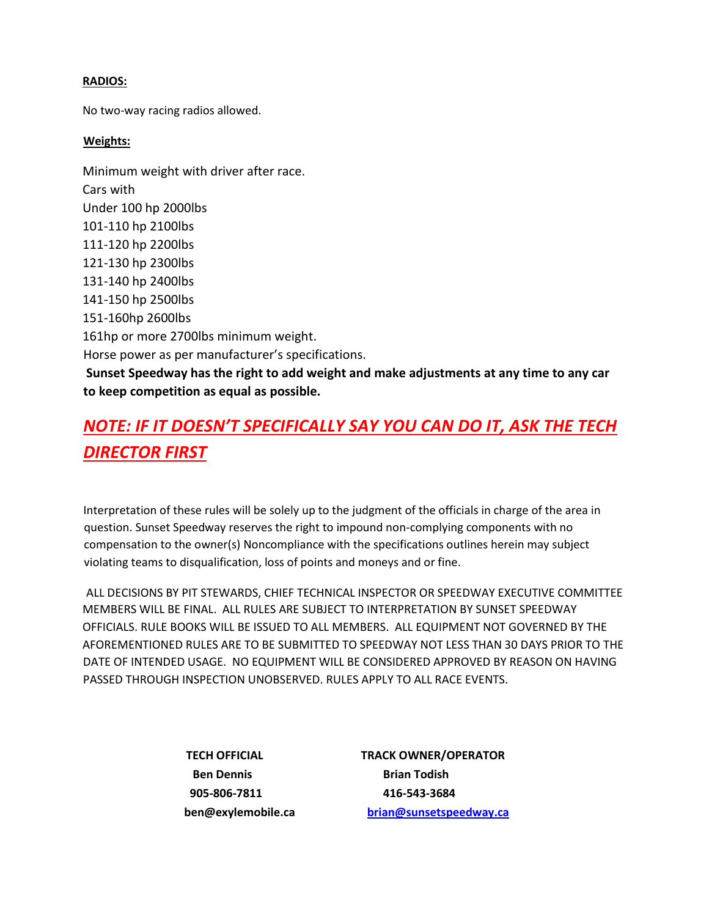**RADIOS:**

No two-way racing radios allowed.

**Weights:**

Minimum weight with driver after race.
Cars with
Under 100 hp 2000lbs
101-110 hp 2100lbs
111-120 hp 2200lbs
121-130 hp 2300lbs
131-140 hp 2400lbs
141-150 hp 2500lbs
151-160hp 2600lbs
161hp or more 2700lbs minimum weight.
Horse power as per manufacturer's specifications.
**Sunset Speedway has the right to add weight and make adjustments at any time to any car to keep competition as equal as possible.**

***NOTE: IF IT DOESN'T SPECIFICALLY SAY YOU CAN DO IT, ASK THE TECH DIRECTOR FIRST***

Interpretation of these rules will be solely up to the judgment of the officials in charge of the area in question. Sunset Speedway reserves the right to impound non-complying components with no compensation to the owner(s) Noncompliance with the specifications outlines herein may subject violating teams to disqualification, loss of points and moneys and or fine.

ALL DECISIONS BY PIT STEWARDS, CHIEF TECHNICAL INSPECTOR OR SPEEDWAY EXECUTIVE COMMITTEE MEMBERS WILL BE FINAL. ALL RULES ARE SUBJECT TO INTERPRETATION BY SUNSET SPEEDWAY OFFICIALS. RULE BOOKS WILL BE ISSUED TO ALL MEMBERS. ALL EQUIPMENT NOT GOVERNED BY THE AFOREMENTIONED RULES ARE TO BE SUBMITTED TO SPEEDWAY NOT LESS THAN 30 DAYS PRIOR TO THE DATE OF INTENDED USAGE. NO EQUIPMENT WILL BE CONSIDERED APPROVED BY REASON ON HAVING PASSED THROUGH INSPECTION UNOBSERVED. RULES APPLY TO ALL RACE EVENTS.

**TECH OFFICIAL**
**Ben Dennis**
**905-806-7811**
**ben@exylemobile.ca**

**TRACK OWNER/OPERATOR**
**Brian Todish**
**416-543-3684**
**brian@sunsetspeedway.ca**